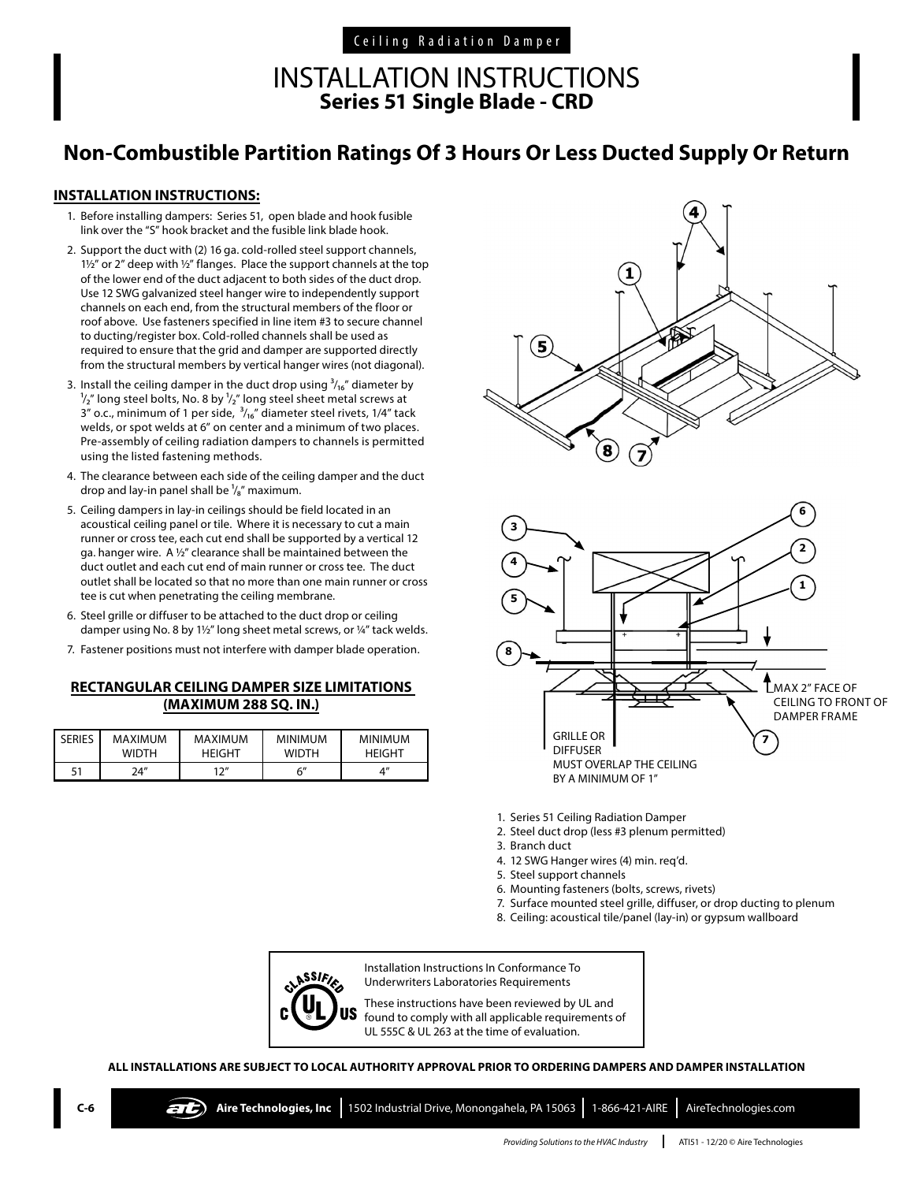Ceiling Radiation Damper

# INSTALLATION INSTRUCTIONS
## Series 51 Single Blade - CRD

## Non-Combustible Partition Ratings Of 3 Hours Or Less Ducted Supply Or Return

### INSTALLATION INSTRUCTIONS:

1. Before installing dampers: Series 51, open blade and hook fusible link over the "S" hook bracket and the fusible link blade hook.
2. Support the duct with (2) 16 ga. cold-rolled steel support channels, 1½" or 2" deep with ½" flanges. Place the support channels at the top of the lower end of the duct adjacent to both sides of the duct drop. Use 12 SWG galvanized steel hanger wire to independently support channels on each end, from the structural members of the floor or roof above. Use fasteners specified in line item #3 to secure channel to ducting/register box. Cold-rolled channels shall be used as required to ensure that the grid and damper are supported directly from the structural members by vertical hanger wires (not diagonal).
3. Install the ceiling damper in the duct drop using $^3/_{16}$" diameter by $^1/_2$" long steel bolts, No. 8 by $^1/_2$" long steel sheet metal screws at 3" o.c., minimum of 1 per side, $^3/_{16}$" diameter steel rivets, 1/4" tack welds, or spot welds at 6" on center and a minimum of two places. Pre-assembly of ceiling radiation dampers to channels is permitted using the listed fastening methods.
4. The clearance between each side of the ceiling damper and the duct drop and lay-in panel shall be $^1/_8$" maximum.
5. Ceiling dampers in lay-in ceilings should be field located in an acoustical ceiling panel or tile. Where it is necessary to cut a main runner or cross tee, each cut end shall be supported by a vertical 12 ga. hanger wire. A ½" clearance shall be maintained between the duct outlet and each cut end of main runner or cross tee. The duct outlet shall be located so that no more than one main runner or cross tee is cut when penetrating the ceiling membrane.
6. Steel grille or diffuser to be attached to the duct drop or ceiling damper using No. 8 by 1½" long sheet metal screws, or ¼" tack welds.
7. Fastener positions must not interfere with damper blade operation.

### RECTANGULAR CEILING DAMPER SIZE LIMITATIONS (MAXIMUM 288 SQ. IN.)

| SERIES | MAXIMUM WIDTH | MAXIMUM HEIGHT | MINIMUM WIDTH | MINIMUM HEIGHT |
|---|---|---|---|---|
| 51 | 24" | 12" | 6" | 4" |

MAX 2" FACE OF CEILING TO FRONT OF DAMPER FRAME

GRILLE OR DIFFUSER MUST OVERLAP THE CEILING BY A MINIMUM OF 1"

1. Series 51 Ceiling Radiation Damper
2. Steel duct drop (less #3 plenum permitted)
3. Branch duct
4. 12 SWG Hanger wires (4) min. req'd.
5. Steel support channels
6. Mounting fasteners (bolts, screws, rivets)
7. Surface mounted steel grille, diffuser, or drop ducting to plenum
8. Ceiling: acoustical tile/panel (lay-in) or gypsum wallboard

CLASSIFIED c UL US

Installation Instructions In Conformance To Underwriters Laboratories Requirements

These instructions have been reviewed by UL and found to comply with all applicable requirements of UL 555C & UL 263 at the time of evaluation.

**ALL INSTALLATIONS ARE SUBJECT TO LOCAL AUTHORITY APPROVAL PRIOR TO ORDERING DAMPERS AND DAMPER INSTALLATION**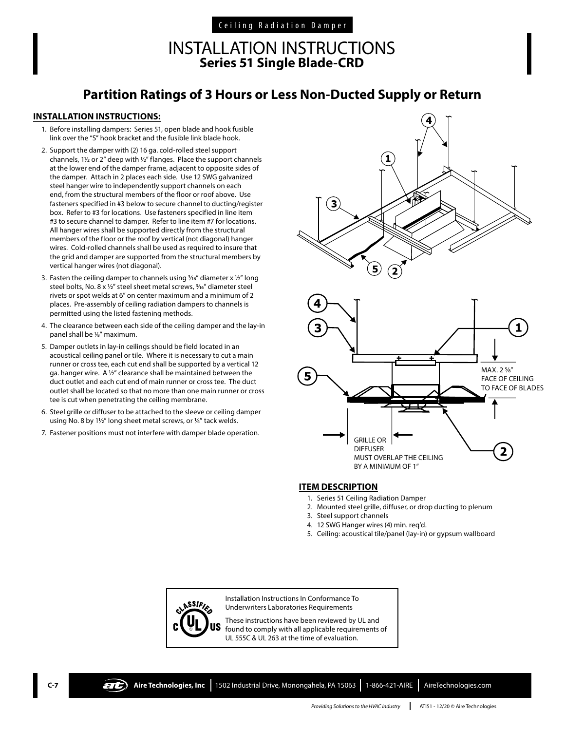Ceiling Radiation Damper

# INSTALLATION INSTRUCTIONS
## Series 51 Single Blade-CRD

## Partition Ratings of 3 Hours or Less Non-Ducted Supply or Return

### INSTALLATION INSTRUCTIONS:

1. Before installing dampers: Series 51, open blade and hook fusible link over the "S" hook bracket and the fusible link blade hook.
2. Support the damper with (2) 16 ga. cold-rolled steel support channels, 1½ or 2" deep with ½" flanges. Place the support channels at the lower end of the damper frame, adjacent to opposite sides of the damper. Attach in 2 places each side. Use 12 SWG galvanized steel hanger wire to independently support channels on each end, from the structural members of the floor or roof above. Use fasteners specified in #3 below to secure channel to ducting/register box. Refer to #3 for locations. Use fasteners specified in line item #3 to secure channel to damper. Refer to line item #7 for locations. All hanger wires shall be supported directly from the structural members of the floor or the roof by vertical (not diagonal) hanger wires. Cold-rolled channels shall be used as required to insure that the grid and damper are supported from the structural members by vertical hanger wires (not diagonal).
3. Fasten the ceiling damper to channels using 3⁄16" diameter x ½" long steel bolts, No. 8 x ½" steel sheet metal screws, 3⁄16" diameter steel rivets or spot welds at 6" on center maximum and a minimum of 2 places. Pre-assembly of ceiling radiation dampers to channels is permitted using the listed fastening methods.
4. The clearance between each side of the ceiling damper and the lay-in panel shall be ⅛" maximum.
5. Damper outlets in lay-in ceilings should be field located in an acoustical ceiling panel or tile. Where it is necessary to cut a main runner or cross tee, each cut end shall be supported by a vertical 12 ga. hanger wire. A ½" clearance shall be maintained between the duct outlet and each cut end of main runner or cross tee. The duct outlet shall be located so that no more than one main runner or cross tee is cut when penetrating the ceiling membrane.
6. Steel grille or diffuser to be attached to the sleeve or ceiling damper using No. 8 by 1½" long sheet metal screws, or ¼" tack welds.
7. Fastener positions must not interfere with damper blade operation.

MAX. 2 ⅝"
FACE OF CEILING
TO FACE OF BLADES

GRILLE OR
DIFFUSER
MUST OVERLAP THE CEILING
BY A MINIMUM OF 1"

### ITEM DESCRIPTION

1. Series 51 Ceiling Radiation Damper
2. Mounted steel grille, diffuser, or drop ducting to plenum
3. Steel support channels
4. 12 SWG Hanger wires (4) min. req'd.
5. Ceiling: acoustical tile/panel (lay-in) or gypsum wallboard

Installation Instructions In Conformance To Underwriters Laboratories Requirements

These instructions have been reviewed by UL and found to comply with all applicable requirements of UL 555C & UL 263 at the time of evaluation.

Aire Technologies, Inc | 1502 Industrial Drive, Monongahela, PA 15063 | 1-866-421-AIRE | AireTechnologies.com

*Providing Solutions to the HVAC Industry* | ATI51 - 12/20 © Aire Technologies